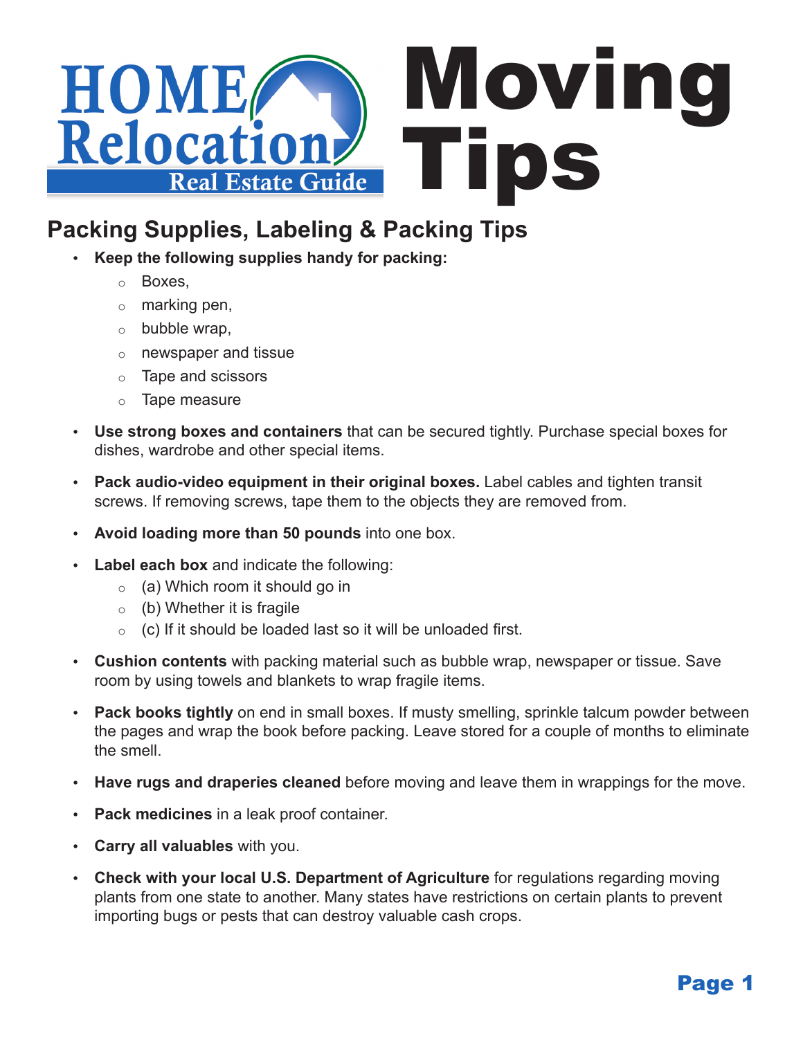# HOME Relocation Real Estate Guide

# Moving Tips

## Packing Supplies, Labeling & Packing Tips

- **Keep the following supplies handy for packing:**
  - Boxes,
  - marking pen,
  - bubble wrap,
  - newspaper and tissue
  - Tape and scissors
  - Tape measure
- **Use strong boxes and containers** that can be secured tightly. Purchase special boxes for dishes, wardrobe and other special items.
- **Pack audio-video equipment in their original boxes.** Label cables and tighten transit screws. If removing screws, tape them to the objects they are removed from.
- **Avoid loading more than 50 pounds** into one box.
- **Label each box** and indicate the following:
  - (a) Which room it should go in
  - (b) Whether it is fragile
  - (c) If it should be loaded last so it will be unloaded first.
- **Cushion contents** with packing material such as bubble wrap, newspaper or tissue. Save room by using towels and blankets to wrap fragile items.
- **Pack books tightly** on end in small boxes. If musty smelling, sprinkle talcum powder between the pages and wrap the book before packing. Leave stored for a couple of months to eliminate the smell.
- **Have rugs and draperies cleaned** before moving and leave them in wrappings for the move.
- **Pack medicines** in a leak proof container.
- **Carry all valuables** with you.
- **Check with your local U.S. Department of Agriculture** for regulations regarding moving plants from one state to another. Many states have restrictions on certain plants to prevent importing bugs or pests that can destroy valuable cash crops.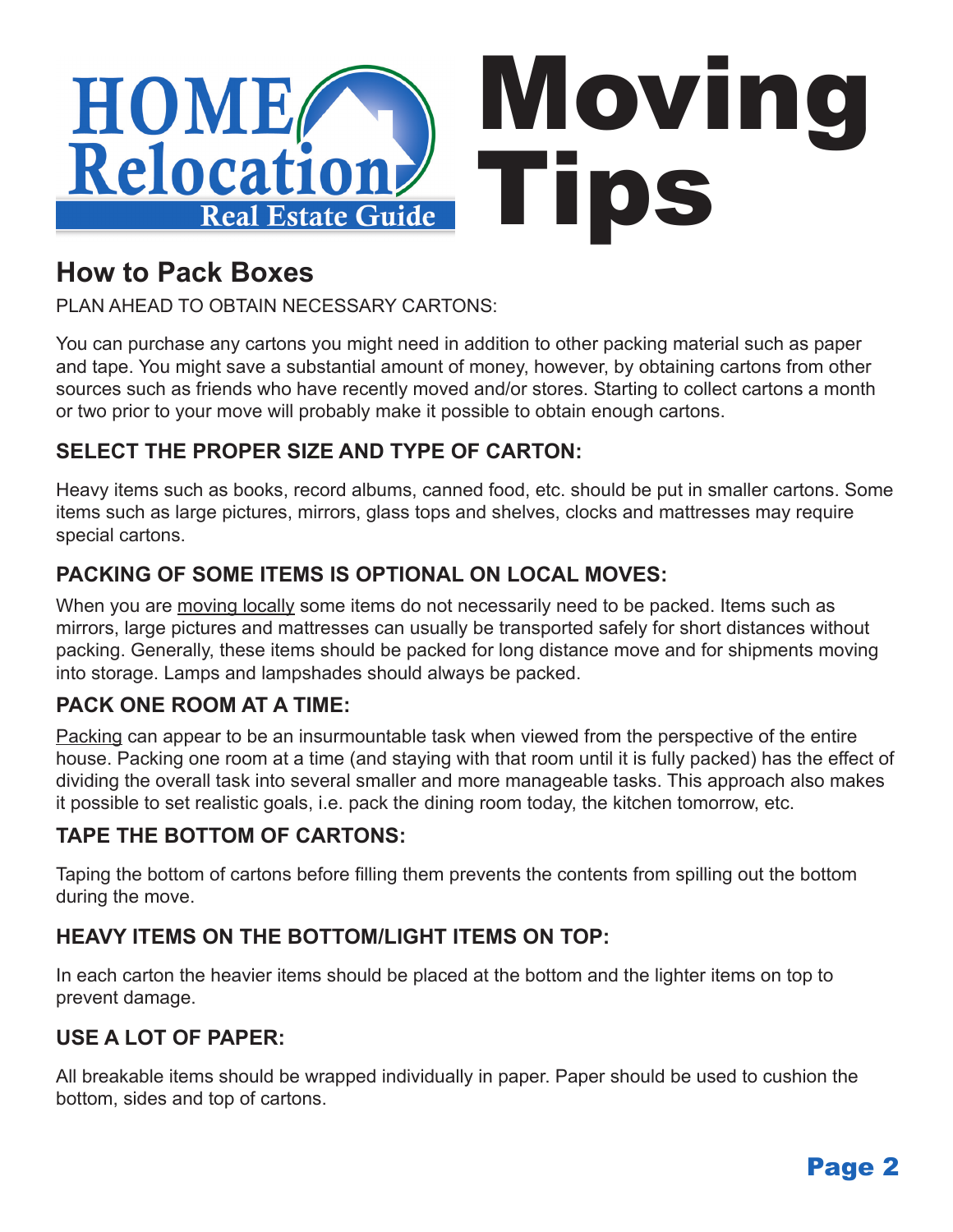# Moving Tips

## How to Pack Boxes

PLAN AHEAD TO OBTAIN NECESSARY CARTONS:

You can purchase any cartons you might need in addition to other packing material such as paper and tape. You might save a substantial amount of money, however, by obtaining cartons from other sources such as friends who have recently moved and/or stores. Starting to collect cartons a month or two prior to your move will probably make it possible to obtain enough cartons.

### SELECT THE PROPER SIZE AND TYPE OF CARTON:

Heavy items such as books, record albums, canned food, etc. should be put in smaller cartons. Some items such as large pictures, mirrors, glass tops and shelves, clocks and mattresses may require special cartons.

### PACKING OF SOME ITEMS IS OPTIONAL ON LOCAL MOVES:

When you are moving locally some items do not necessarily need to be packed. Items such as mirrors, large pictures and mattresses can usually be transported safely for short distances without packing. Generally, these items should be packed for long distance move and for shipments moving into storage. Lamps and lampshades should always be packed.

### PACK ONE ROOM AT A TIME:

Packing can appear to be an insurmountable task when viewed from the perspective of the entire house. Packing one room at a time (and staying with that room until it is fully packed) has the effect of dividing the overall task into several smaller and more manageable tasks. This approach also makes it possible to set realistic goals, i.e. pack the dining room today, the kitchen tomorrow, etc.

### TAPE THE BOTTOM OF CARTONS:

Taping the bottom of cartons before filling them prevents the contents from spilling out the bottom during the move.

### HEAVY ITEMS ON THE BOTTOM/LIGHT ITEMS ON TOP:

In each carton the heavier items should be placed at the bottom and the lighter items on top to prevent damage.

### USE A LOT OF PAPER:

All breakable items should be wrapped individually in paper. Paper should be used to cushion the bottom, sides and top of cartons.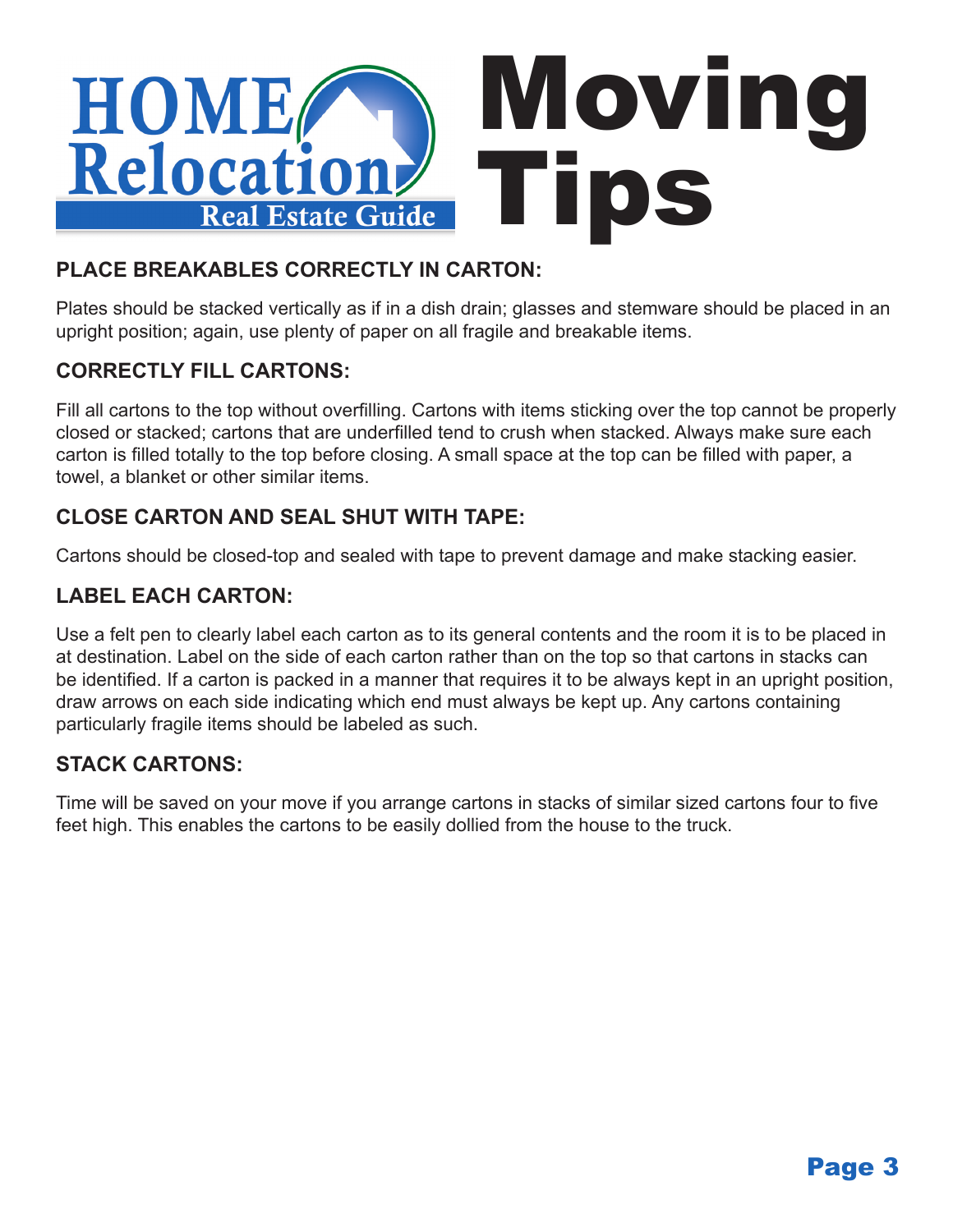HOME Relocation Real Estate Guide

# Moving Tips

## PLACE BREAKABLES CORRECTLY IN CARTON:

Plates should be stacked vertically as if in a dish drain; glasses and stemware should be placed in an upright position; again, use plenty of paper on all fragile and breakable items.

## CORRECTLY FILL CARTONS:

Fill all cartons to the top without overfilling. Cartons with items sticking over the top cannot be properly closed or stacked; cartons that are underfilled tend to crush when stacked. Always make sure each carton is filled totally to the top before closing. A small space at the top can be filled with paper, a towel, a blanket or other similar items.

## CLOSE CARTON AND SEAL SHUT WITH TAPE:

Cartons should be closed-top and sealed with tape to prevent damage and make stacking easier.

## LABEL EACH CARTON:

Use a felt pen to clearly label each carton as to its general contents and the room it is to be placed in at destination. Label on the side of each carton rather than on the top so that cartons in stacks can be identified. If a carton is packed in a manner that requires it to be always kept in an upright position, draw arrows on each side indicating which end must always be kept up. Any cartons containing particularly fragile items should be labeled as such.

## STACK CARTONS:

Time will be saved on your move if you arrange cartons in stacks of similar sized cartons four to five feet high. This enables the cartons to be easily dollied from the house to the truck.